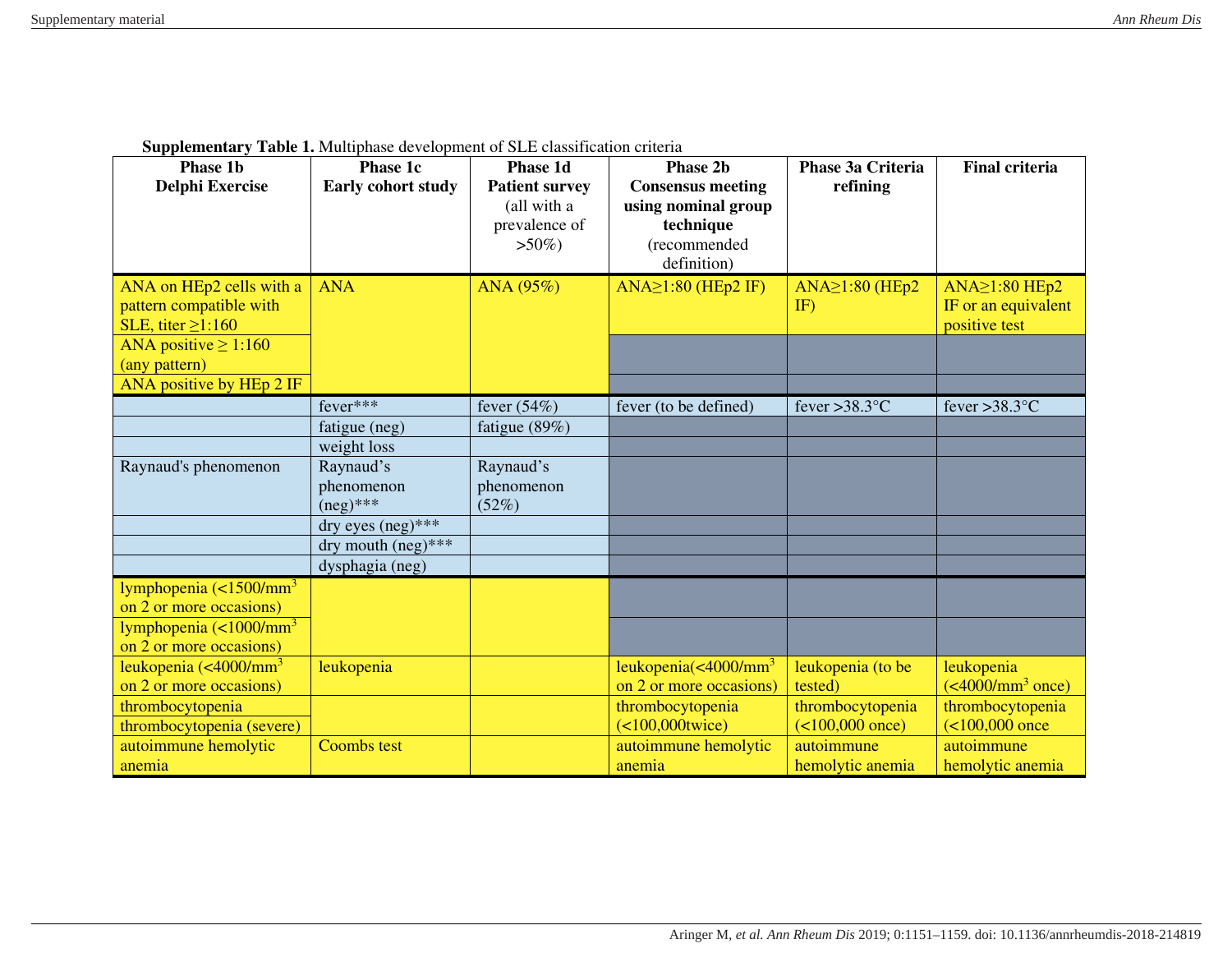**Supplementary Table 1.** Multiphase development of SLE classification criteria

| Phase 1b Delphi Exercise | Phase 1c Early cohort study | Phase 1d Patient survey (all with a prevalence of >50%) | Phase 2b Consensus meeting using nominal group technique (recommended definition) | Phase 3a Criteria refining | Final criteria |
|---|---|---|---|---|---|
| ANA on HEp2 cells with a pattern compatible with SLE, titer ≥1:160 | ANA | ANA (95%) | ANA≥1:80 (HEp2 IF) | ANA≥1:80 (HEp2 IF) | ANA≥1:80 HEp2 IF or an equivalent positive test |
| ANA positive ≥ 1:160 (any pattern) | | | | | |
| ANA positive by HEp 2 IF | | | | | |
| | fever*** | fever (54%) | fever (to be defined) | fever >38.3°C | fever >38.3°C |
| | fatigue (neg) | fatigue (89%) | | | |
| | weight loss | | | | |
| Raynaud's phenomenon | Raynaud's phenomenon (neg)*** | Raynaud's phenomenon (52%) | | | |
| | dry eyes (neg)*** | | | | |
| | dry mouth (neg)*** | | | | |
| | dysphagia (neg) | | | | |
| lymphopenia (<1500/mm$^3$ on 2 or more occasions) | | | | | |
| lymphopenia (<1000/mm$^3$ on 2 or more occasions) | | | | | |
| leukopenia (<4000/mm$^3$ on 2 or more occasions) | leukopenia | | leukopenia(<4000/mm$^3$ on 2 or more occasions) | leukopenia (to be tested) | leukopenia (<4000/mm$^3$ once) |
| thrombocytopenia | | | thrombocytopenia (<100,000twice) | thrombocytopenia (<100,000 once) | thrombocytopenia (<100,000 once |
| thrombocytopenia (severe) | | | | | |
| autoimmune hemolytic anemia | Coombs test | | autoimmune hemolytic anemia | autoimmune hemolytic anemia | autoimmune hemolytic anemia |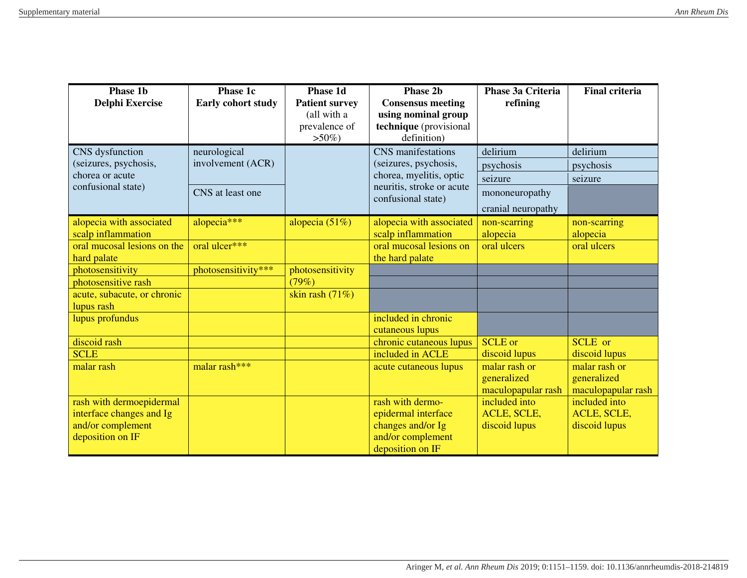| Phase 1b Delphi Exercise | Phase 1c Early cohort study | Phase 1d Patient survey (all with a prevalence of >50%) | Phase 2b Consensus meeting using nominal group technique (provisional definition) | Phase 3a Criteria refining | Final criteria |
|---|---|---|---|---|---|
| CNS dysfunction (seizures, psychosis, chorea or acute confusional state) | neurological involvement (ACR) | | CNS manifestations (seizures, psychosis, chorea, myelitis, optic neuritis, stroke or acute confusional state) | delirium | delirium |
| | | | | psychosis | psychosis |
| | | | | seizure | seizure |
| | CNS at least one | | | mononeuropathy cranial neuropathy | |
| alopecia with associated scalp inflammation | alopecia*** | alopecia (51%) | alopecia with associated scalp inflammation | non-scarring alopecia | non-scarring alopecia |
| oral mucosal lesions on the hard palate | oral ulcer*** | | oral mucosal lesions on the hard palate | oral ulcers | oral ulcers |
| photosensitivity | photosensitivity*** | photosensitivity (79%) | | | |
| photosensitive rash | | | | | |
| acute, subacute, or chronic lupus rash | | skin rash (71%) | | | |
| lupus profundus | | | included in chronic cutaneous lupus | | |
| discoid rash | | | chronic cutaneous lupus | SCLE or discoid lupus | SCLE or discoid lupus |
| SCLE | | | included in ACLE | | |
| malar rash | malar rash*** | | acute cutaneous lupus | malar rash or generalized maculopapular rash | malar rash or generalized maculopapular rash |
| rash with dermoepidermal interface changes and Ig and/or complement deposition on IF | | | rash with dermo-epidermal interface changes and/or Ig and/or complement deposition on IF | included into ACLE, SCLE, discoid lupus | included into ACLE, SCLE, discoid lupus |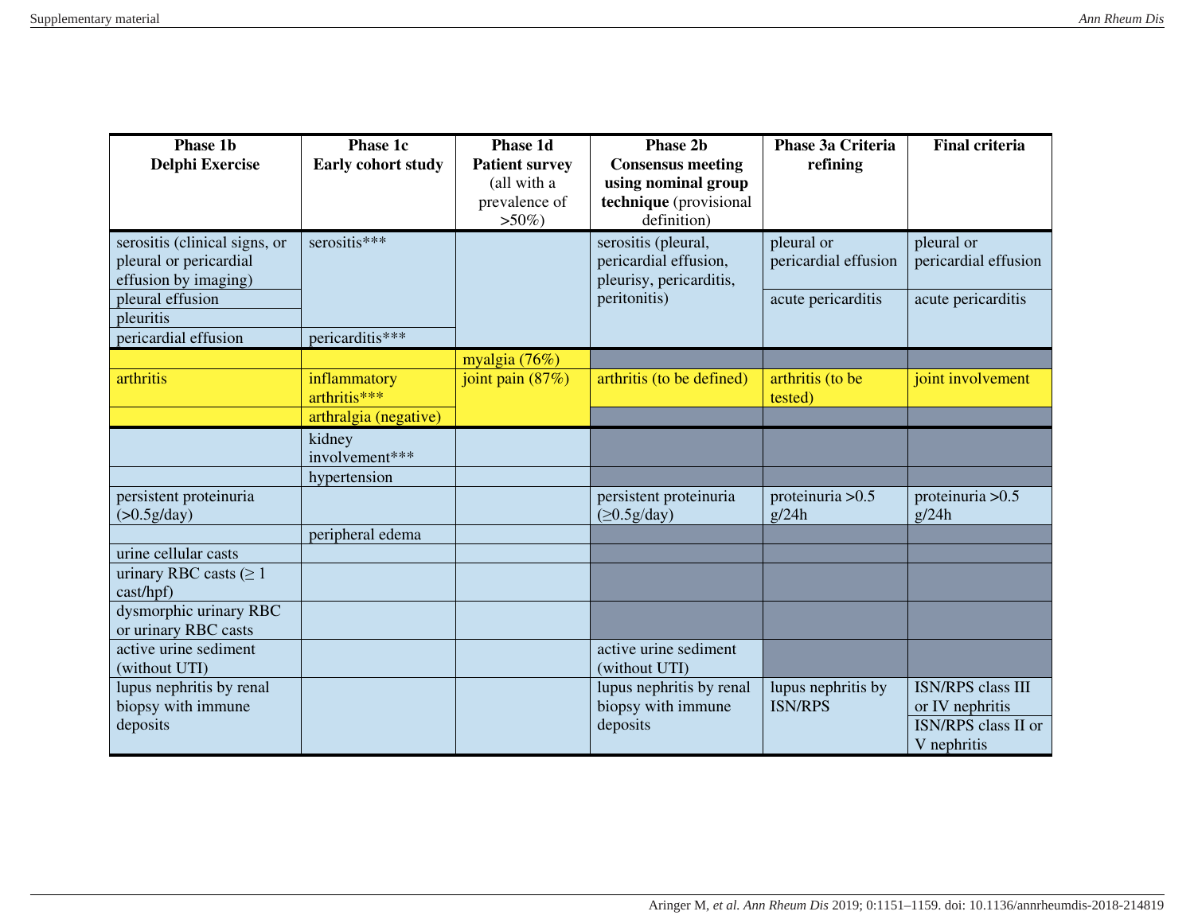| Phase 1b Delphi Exercise | Phase 1c Early cohort study | Phase 1d Patient survey (all with a prevalence of >50%) | Phase 2b Consensus meeting using nominal group technique (provisional definition) | Phase 3a Criteria refining | Final criteria |
|---|---|---|---|---|---|
| serositis (clinical signs, or pleural or pericardial effusion by imaging) | serositis*** | | serositis (pleural, pericardial effusion, pleurisy, pericarditis, peritonitis) | pleural or pericardial effusion | pleural or pericardial effusion |
| pleural effusion | | | | acute pericarditis | acute pericarditis |
| pleuritis | | | | | |
| pericardial effusion | pericarditis*** | | | | |
| | | myalgia (76%) | | | |
| arthritis | inflammatory arthritis*** | joint pain (87%) | arthritis (to be defined) | arthritis (to be tested) | joint involvement |
| | arthralgia (negative) | | | | |
| | kidney involvement*** | | | | |
| | hypertension | | | | |
| persistent proteinuria (>0.5g/day) | | | persistent proteinuria (≥0.5g/day) | proteinuria >0.5 g/24h | proteinuria >0.5 g/24h |
| | peripheral edema | | | | |
| urine cellular casts | | | | | |
| urinary RBC casts (≥ 1 cast/hpf) | | | | | |
| dysmorphic urinary RBC or urinary RBC casts | | | | | |
| active urine sediment (without UTI) | | | active urine sediment (without UTI) | | |
| lupus nephritis by renal biopsy with immune deposits | | | lupus nephritis by renal biopsy with immune deposits | lupus nephritis by ISN/RPS | ISN/RPS class III or IV nephritis |
| | | | | | ISN/RPS class II or V nephritis |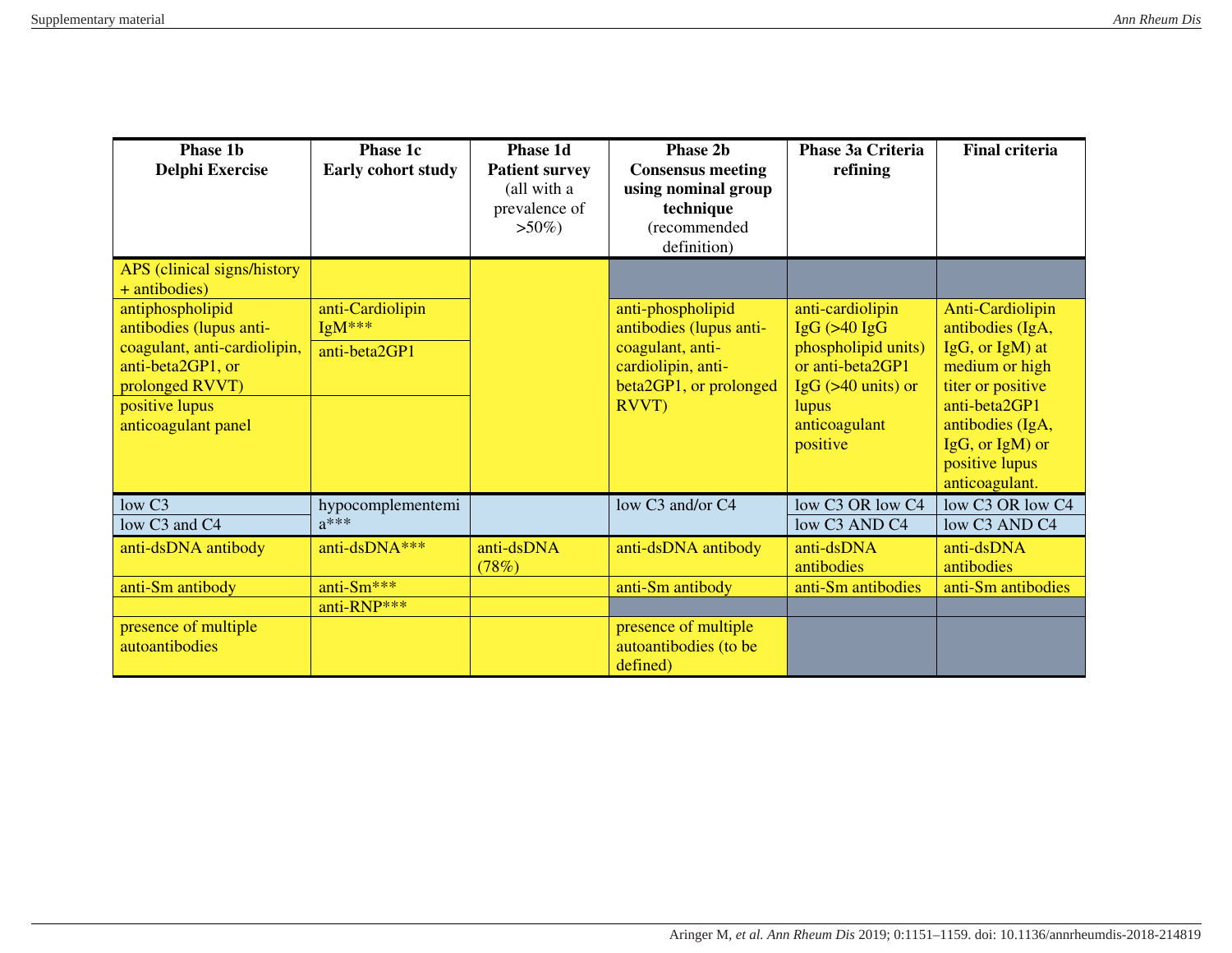| Phase 1b Delphi Exercise | Phase 1c Early cohort study | Phase 1d Patient survey (all with a prevalence of >50%) | Phase 2b Consensus meeting using nominal group technique (recommended definition) | Phase 3a Criteria refining | Final criteria |
|---|---|---|---|---|---|
| APS (clinical signs/history + antibodies) | | | | | |
| antiphospholipid antibodies (lupus anti-coagulant, anti-cardiolipin, anti-beta2GP1, or prolonged RVVT) | anti-Cardiolipin IgM*** | | anti-phospholipid antibodies (lupus anti-coagulant, anti-cardiolipin, anti-beta2GP1, or prolonged RVVT) | anti-cardiolipin IgG (>40 IgG phospholipid units) or anti-beta2GP1 IgG (>40 units) or lupus anticoagulant positive | Anti-Cardiolipin antibodies (IgA, IgG, or IgM) at medium or high titer or positive anti-beta2GP1 antibodies (IgA, IgG, or IgM) or positive lupus anticoagulant. |
| | anti-beta2GP1 | | | | |
| positive lupus anticoagulant panel | | | | | |
| low C3 | hypocomplementemia*** | | low C3 and/or C4 | low C3 OR low C4 | low C3 OR low C4 |
| low C3 and C4 | | | | low C3 AND C4 | low C3 AND C4 |
| anti-dsDNA antibody | anti-dsDNA*** | anti-dsDNA (78%) | anti-dsDNA antibody | anti-dsDNA antibodies | anti-dsDNA antibodies |
| anti-Sm antibody | anti-Sm*** | | anti-Sm antibody | anti-Sm antibodies | anti-Sm antibodies |
| | anti-RNP*** | | | | |
| presence of multiple autoantibodies | | | presence of multiple autoantibodies (to be defined) | | |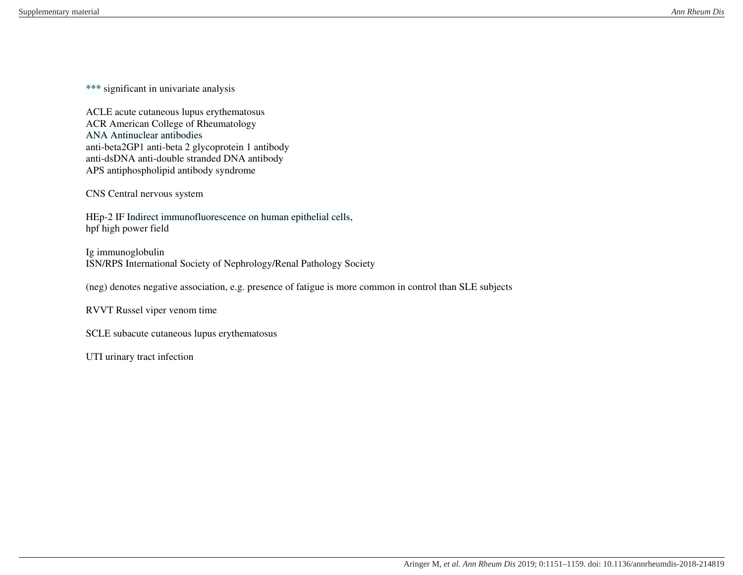*** significant in univariate analysis

ACLE acute cutaneous lupus erythematosus
ACR American College of Rheumatology
ANA Antinuclear antibodies
anti-beta2GP1 anti-beta 2 glycoprotein 1 antibody
anti-dsDNA anti-double stranded DNA antibody
APS antiphospholipid antibody syndrome

CNS Central nervous system

HEp-2 IF Indirect immunofluorescence on human epithelial cells,
hpf high power field

Ig immunoglobulin
ISN/RPS International Society of Nephrology/Renal Pathology Society

(neg) denotes negative association, e.g. presence of fatigue is more common in control than SLE subjects

RVVT Russel viper venom time

SCLE subacute cutaneous lupus erythematosus

UTI urinary tract infection